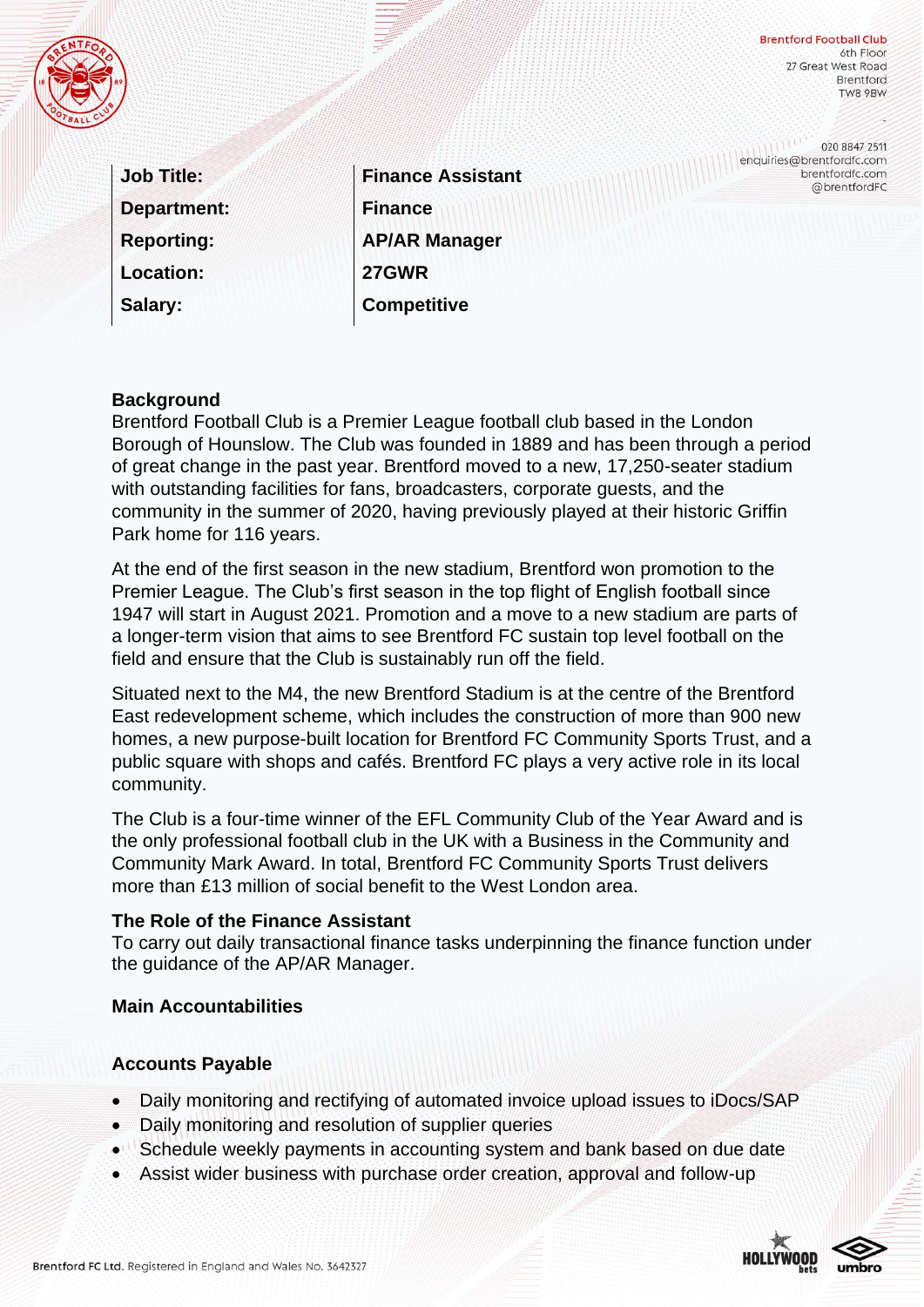Brentford Football Club
6th Floor
27 Great West Road
Brentford
TW8 9BW

020 8847 2511
enquiries@brentfordfc.com
brentfordfc.com
@brentfordFC

| | |
|---|---|
| **Job Title:** | **Finance Assistant** |
| **Department:** | **Finance** |
| **Reporting:** | **AP/AR Manager** |
| **Location:** | **27GWR** |
| **Salary:** | **Competitive** |

## Background

Brentford Football Club is a Premier League football club based in the London Borough of Hounslow. The Club was founded in 1889 and has been through a period of great change in the past year. Brentford moved to a new, 17,250-seater stadium with outstanding facilities for fans, broadcasters, corporate guests, and the community in the summer of 2020, having previously played at their historic Griffin Park home for 116 years.

At the end of the first season in the new stadium, Brentford won promotion to the Premier League. The Club's first season in the top flight of English football since 1947 will start in August 2021. Promotion and a move to a new stadium are parts of a longer-term vision that aims to see Brentford FC sustain top level football on the field and ensure that the Club is sustainably run off the field.

Situated next to the M4, the new Brentford Stadium is at the centre of the Brentford East redevelopment scheme, which includes the construction of more than 900 new homes, a new purpose-built location for Brentford FC Community Sports Trust, and a public square with shops and cafés. Brentford FC plays a very active role in its local community.

The Club is a four-time winner of the EFL Community Club of the Year Award and is the only professional football club in the UK with a Business in the Community and Community Mark Award. In total, Brentford FC Community Sports Trust delivers more than £13 million of social benefit to the West London area.

## The Role of the Finance Assistant

To carry out daily transactional finance tasks underpinning the finance function under the guidance of the AP/AR Manager.

## Main Accountabilities

### Accounts Payable

- Daily monitoring and rectifying of automated invoice upload issues to iDocs/SAP
- Daily monitoring and resolution of supplier queries
- Schedule weekly payments in accounting system and bank based on due date
- Assist wider business with purchase order creation, approval and follow-up

Brentford FC Ltd. Registered in England and Wales No. 3642327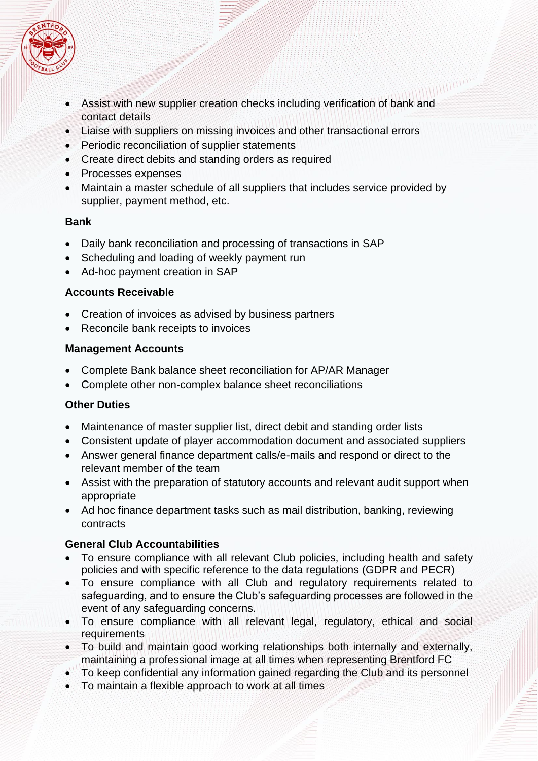- Assist with new supplier creation checks including verification of bank and contact details
- Liaise with suppliers on missing invoices and other transactional errors
- Periodic reconciliation of supplier statements
- Create direct debits and standing orders as required
- Processes expenses
- Maintain a master schedule of all suppliers that includes service provided by supplier, payment method, etc.

**Bank**

- Daily bank reconciliation and processing of transactions in SAP
- Scheduling and loading of weekly payment run
- Ad-hoc payment creation in SAP

**Accounts Receivable**

- Creation of invoices as advised by business partners
- Reconcile bank receipts to invoices

**Management Accounts**

- Complete Bank balance sheet reconciliation for AP/AR Manager
- Complete other non-complex balance sheet reconciliations

**Other Duties**

- Maintenance of master supplier list, direct debit and standing order lists
- Consistent update of player accommodation document and associated suppliers
- Answer general finance department calls/e-mails and respond or direct to the relevant member of the team
- Assist with the preparation of statutory accounts and relevant audit support when appropriate
- Ad hoc finance department tasks such as mail distribution, banking, reviewing contracts

**General Club Accountabilities**

- To ensure compliance with all relevant Club policies, including health and safety policies and with specific reference to the data regulations (GDPR and PECR)
- To ensure compliance with all Club and regulatory requirements related to safeguarding, and to ensure the Club's safeguarding processes are followed in the event of any safeguarding concerns.
- To ensure compliance with all relevant legal, regulatory, ethical and social requirements
- To build and maintain good working relationships both internally and externally, maintaining a professional image at all times when representing Brentford FC
- To keep confidential any information gained regarding the Club and its personnel
- To maintain a flexible approach to work at all times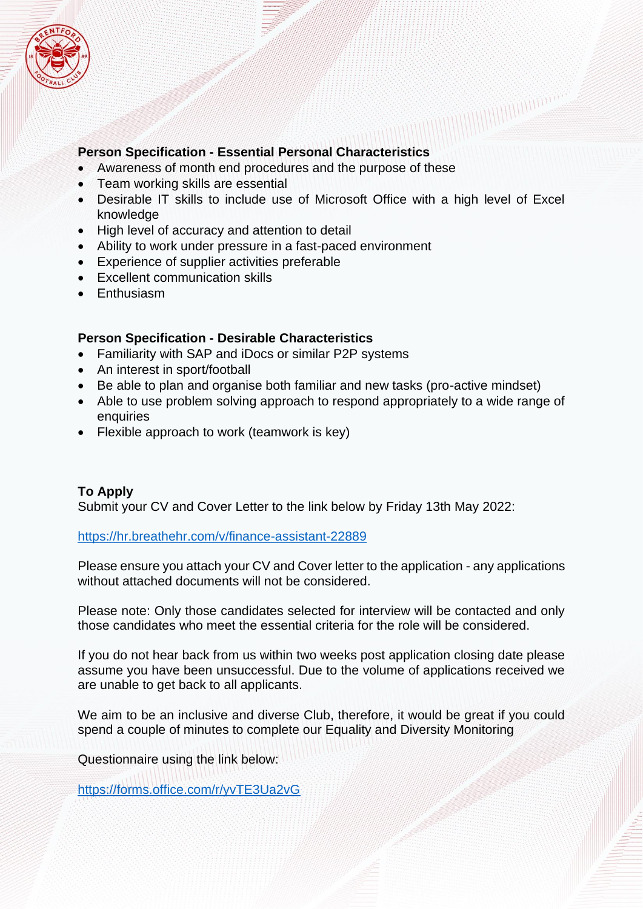**Person Specification - Essential Personal Characteristics**

- Awareness of month end procedures and the purpose of these
- Team working skills are essential
- Desirable IT skills to include use of Microsoft Office with a high level of Excel knowledge
- High level of accuracy and attention to detail
- Ability to work under pressure in a fast-paced environment
- Experience of supplier activities preferable
- Excellent communication skills
- Enthusiasm

**Person Specification - Desirable Characteristics**

- Familiarity with SAP and iDocs or similar P2P systems
- An interest in sport/football
- Be able to plan and organise both familiar and new tasks (pro-active mindset)
- Able to use problem solving approach to respond appropriately to a wide range of enquiries
- Flexible approach to work (teamwork is key)

**To Apply**

Submit your CV and Cover Letter to the link below by Friday 13th May 2022:

https://hr.breathehr.com/v/finance-assistant-22889

Please ensure you attach your CV and Cover letter to the application - any applications without attached documents will not be considered.

Please note: Only those candidates selected for interview will be contacted and only those candidates who meet the essential criteria for the role will be considered.

If you do not hear back from us within two weeks post application closing date please assume you have been unsuccessful. Due to the volume of applications received we are unable to get back to all applicants.

We aim to be an inclusive and diverse Club, therefore, it would be great if you could spend a couple of minutes to complete our Equality and Diversity Monitoring

Questionnaire using the link below:

https://forms.office.com/r/yvTE3Ua2vG